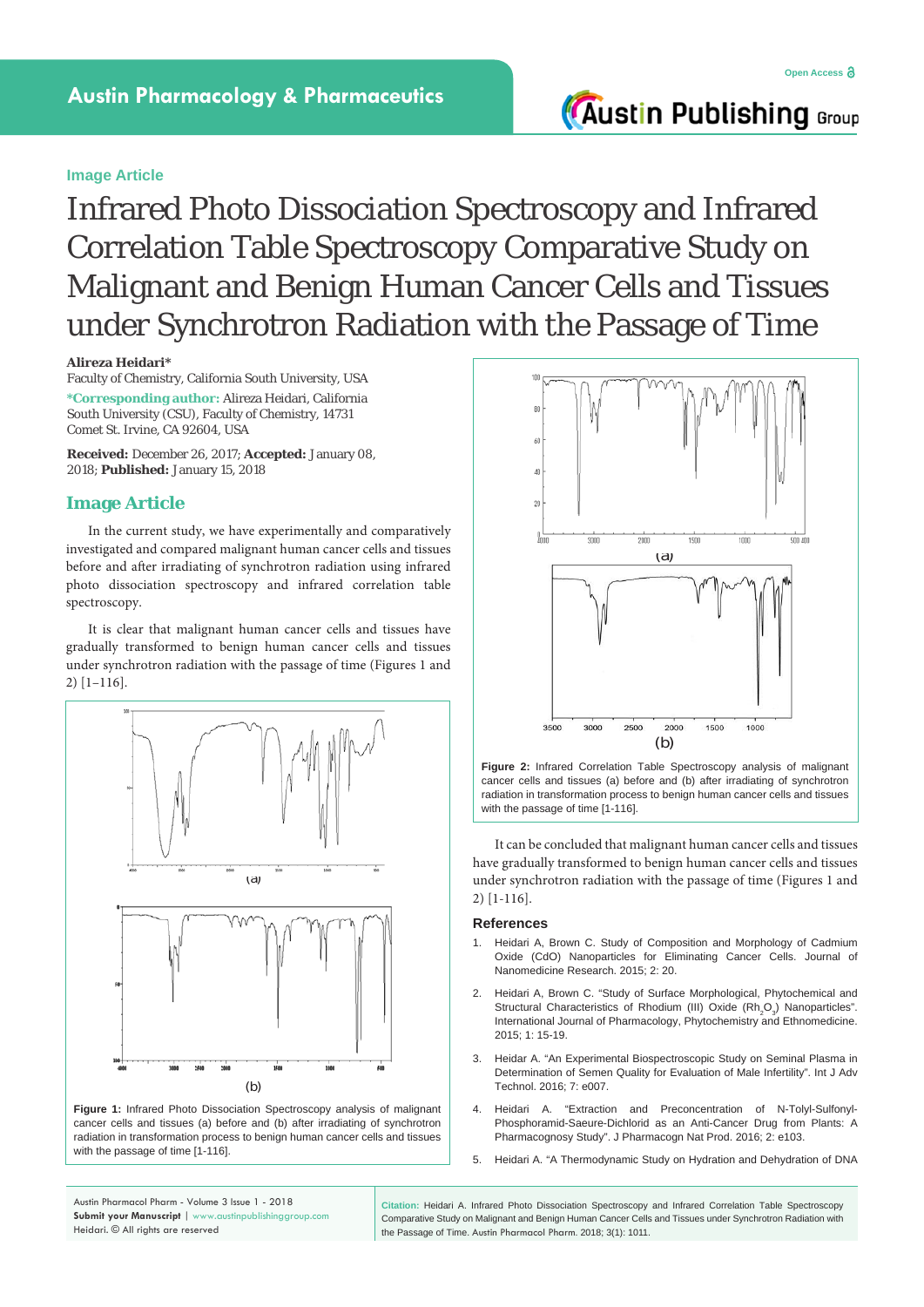Austin Pharmacology & Pharmaceutics

Image Article

# Infrared Photo Dissociation Spectroscopy and Infrared Correlation Table Spectroscopy Comparative Study on Malignant and Benign Human Cancer Cells and Tissues under Synchrotron Radiation with the Passage of Time

**Alireza Heidari***

Faculty of Chemistry, California South University, USA

***Corresponding author:** Alireza Heidari, California South University (CSU), Faculty of Chemistry, 14731 Comet St. Irvine, CA 92604, USA

**Received:** December 26, 2017; **Accepted:** January 08, 2018; **Published:** January 15, 2018

## Image Article

In the current study, we have experimentally and comparatively investigated and compared malignant human cancer cells and tissues before and after irradiating of synchrotron radiation using infrared photo dissociation spectroscopy and infrared correlation table spectroscopy.

It is clear that malignant human cancer cells and tissues have gradually transformed to benign human cancer cells and tissues under synchrotron radiation with the passage of time (Figures 1 and 2) [1–116].

**Figure 1:** Infrared Photo Dissociation Spectroscopy analysis of malignant cancer cells and tissues (a) before and (b) after irradiating of synchrotron radiation in transformation process to benign human cancer cells and tissues with the passage of time [1-116].

**Figure 2:** Infrared Correlation Table Spectroscopy analysis of malignant cancer cells and tissues (a) before and (b) after irradiating of synchrotron radiation in transformation process to benign human cancer cells and tissues with the passage of time [1-116].

It can be concluded that malignant human cancer cells and tissues have gradually transformed to benign human cancer cells and tissues under synchrotron radiation with the passage of time (Figures 1 and 2) [1-116].

## References

1. Heidari A, Brown C. Study of Composition and Morphology of Cadmium Oxide (CdO) Nanoparticles for Eliminating Cancer Cells. Journal of Nanomedicine Research. 2015; 2: 20.
2. Heidari A, Brown C. "Study of Surface Morphological, Phytochemical and Structural Characteristics of Rhodium (III) Oxide ($Rh_2O_3$) Nanoparticles". International Journal of Pharmacology, Phytochemistry and Ethnomedicine. 2015; 1: 15-19.
3. Heidari A. "An Experimental Biospectroscopic Study on Seminal Plasma in Determination of Semen Quality for Evaluation of Male Infertility". Int J Adv Technol. 2016; 7: e007.
4. Heidari A. "Extraction and Preconcentration of N-Tolyl-Sulfonyl-Phosphoramid-Saeure-Dichlorid as an Anti-Cancer Drug from Plants: A Pharmacognosy Study". J Pharmacogn Nat Prod. 2016; 2: e103.
5. Heidari A. "A Thermodynamic Study on Hydration and Dehydration of DNA

Citation: Heidari A. Infrared Photo Dissociation Spectroscopy and Infrared Correlation Table Spectroscopy Comparative Study on Malignant and Benign Human Cancer Cells and Tissues under Synchrotron Radiation with the Passage of Time. Austin Pharmacol Pharm. 2018; 3(1): 1011.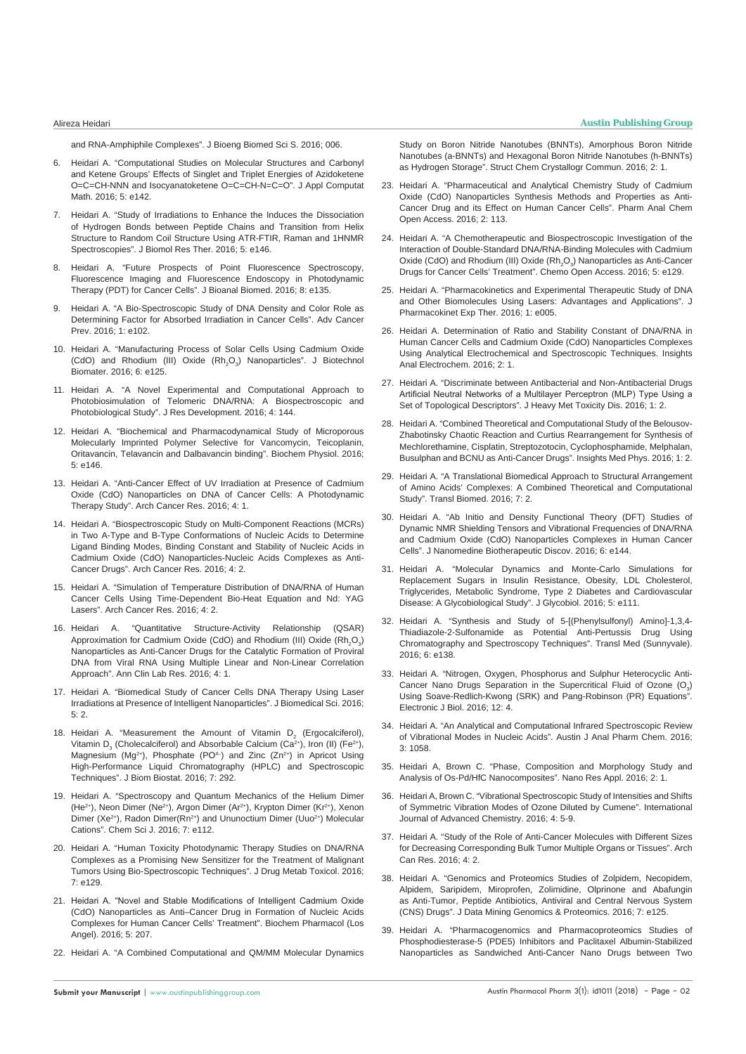and RNA-Amphiphile Complexes". J Bioeng Biomed Sci S. 2016; 006.

6. Heidari A. "Computational Studies on Molecular Structures and Carbonyl and Ketene Groups' Effects of Singlet and Triplet Energies of Azidoketene O=C=CH-NNN and Isocyanatoketene O=C=CH-N=C=O". J Appl Computat Math. 2016; 5: e142.
7. Heidari A. "Study of Irradiations to Enhance the Induces the Dissociation of Hydrogen Bonds between Peptide Chains and Transition from Helix Structure to Random Coil Structure Using ATR-FTIR, Raman and 1HNMR Spectroscopies". J Biomol Res Ther. 2016; 5: e146.
8. Heidari A. "Future Prospects of Point Fluorescence Spectroscopy, Fluorescence Imaging and Fluorescence Endoscopy in Photodynamic Therapy (PDT) for Cancer Cells". J Bioanal Biomed. 2016; 8: e135.
9. Heidari A. "A Bio-Spectroscopic Study of DNA Density and Color Role as Determining Factor for Absorbed Irradiation in Cancer Cells". Adv Cancer Prev. 2016; 1: e102.
10. Heidari A. "Manufacturing Process of Solar Cells Using Cadmium Oxide (CdO) and Rhodium (III) Oxide ($Rh_2O_3$) Nanoparticles". J Biotechnol Biomater. 2016; 6: e125.
11. Heidari A. "A Novel Experimental and Computational Approach to Photobiosimulation of Telomeric DNA/RNA: A Biospectroscopic and Photobiological Study". J Res Development. 2016; 4: 144.
12. Heidari A. "Biochemical and Pharmacodynamical Study of Microporous Molecularly Imprinted Polymer Selective for Vancomycin, Teicoplanin, Oritavancin, Telavancin and Dalbavancin binding". Biochem Physiol. 2016; 5: e146.
13. Heidari A. "Anti-Cancer Effect of UV Irradiation at Presence of Cadmium Oxide (CdO) Nanoparticles on DNA of Cancer Cells: A Photodynamic Therapy Study". Arch Cancer Res. 2016; 4: 1.
14. Heidari A. "Biospectroscopic Study on Multi-Component Reactions (MCRs) in Two A-Type and B-Type Conformations of Nucleic Acids to Determine Ligand Binding Modes, Binding Constant and Stability of Nucleic Acids in Cadmium Oxide (CdO) Nanoparticles-Nucleic Acids Complexes as Anti-Cancer Drugs". Arch Cancer Res. 2016; 4: 2.
15. Heidari A. "Simulation of Temperature Distribution of DNA/RNA of Human Cancer Cells Using Time-Dependent Bio-Heat Equation and Nd: YAG Lasers". Arch Cancer Res. 2016; 4: 2.
16. Heidari A. "Quantitative Structure-Activity Relationship (QSAR) Approximation for Cadmium Oxide (CdO) and Rhodium (III) Oxide ($Rh_2O_3$) Nanoparticles as Anti-Cancer Drugs for the Catalytic Formation of Proviral DNA from Viral RNA Using Multiple Linear and Non-Linear Correlation Approach". Ann Clin Lab Res. 2016; 4: 1.
17. Heidari A. "Biomedical Study of Cancer Cells DNA Therapy Using Laser Irradiations at Presence of Intelligent Nanoparticles". J Biomedical Sci. 2016; 5: 2.
18. Heidari A. "Measurement the Amount of Vitamin $D_2$ (Ergocalciferol), Vitamin $D_3$ (Cholecalciferol) and Absorbable Calcium ($Ca^{2+}$), Iron (II) ($Fe^{2+}$), Magnesium ($Mg^{2+}$), Phosphate ($PO^{4-}$) and Zinc ($Zn^{2+}$) in Apricot Using High-Performance Liquid Chromatography (HPLC) and Spectroscopic Techniques". J Biom Biostat. 2016; 7: 292.
19. Heidari A. "Spectroscopy and Quantum Mechanics of the Helium Dimer ($He^{2+}$), Neon Dimer ($Ne^{2+}$), Argon Dimer ($Ar^{2+}$), Krypton Dimer ($Kr^{2+}$), Xenon Dimer ($Xe^{2+}$), Radon Dimer($Rn^{2+}$) and Ununoctium Dimer ($Uuo^{2+}$) Molecular Cations". Chem Sci J. 2016; 7: e112.
20. Heidari A. "Human Toxicity Photodynamic Therapy Studies on DNA/RNA Complexes as a Promising New Sensitizer for the Treatment of Malignant Tumors Using Bio-Spectroscopic Techniques". J Drug Metab Toxicol. 2016; 7: e129.
21. Heidari A. "Novel and Stable Modifications of Intelligent Cadmium Oxide (CdO) Nanoparticles as Anti–Cancer Drug in Formation of Nucleic Acids Complexes for Human Cancer Cells' Treatment". Biochem Pharmacol (Los Angel). 2016; 5: 207.
22. Heidari A. "A Combined Computational and QM/MM Molecular Dynamics Study on Boron Nitride Nanotubes (BNNTs), Amorphous Boron Nitride Nanotubes (a-BNNTs) and Hexagonal Boron Nitride Nanotubes (h-BNNTs) as Hydrogen Storage". Struct Chem Crystallogr Commun. 2016; 2: 1.
23. Heidari A. "Pharmaceutical and Analytical Chemistry Study of Cadmium Oxide (CdO) Nanoparticles Synthesis Methods and Properties as Anti-Cancer Drug and its Effect on Human Cancer Cells". Pharm Anal Chem Open Access. 2016; 2: 113.
24. Heidari A. "A Chemotherapeutic and Biospectroscopic Investigation of the Interaction of Double-Standard DNA/RNA-Binding Molecules with Cadmium Oxide (CdO) and Rhodium (III) Oxide ($Rh_2O_3$) Nanoparticles as Anti-Cancer Drugs for Cancer Cells' Treatment". Chemo Open Access. 2016; 5: e129.
25. Heidari A. "Pharmacokinetics and Experimental Therapeutic Study of DNA and Other Biomolecules Using Lasers: Advantages and Applications". J Pharmacokinet Exp Ther. 2016; 1: e005.
26. Heidari A. Determination of Ratio and Stability Constant of DNA/RNA in Human Cancer Cells and Cadmium Oxide (CdO) Nanoparticles Complexes Using Analytical Electrochemical and Spectroscopic Techniques. Insights Anal Electrochem. 2016; 2: 1.
27. Heidari A. "Discriminate between Antibacterial and Non-Antibacterial Drugs Artificial Neutral Networks of a Multilayer Perceptron (MLP) Type Using a Set of Topological Descriptors". J Heavy Met Toxicity Dis. 2016; 1: 2.
28. Heidari A. "Combined Theoretical and Computational Study of the Belousov-Zhabotinsky Chaotic Reaction and Curtius Rearrangement for Synthesis of Mechlorethamine, Cisplatin, Streptozotocin, Cyclophosphamide, Melphalan, Busulphan and BCNU as Anti-Cancer Drugs". Insights Med Phys. 2016; 1: 2.
29. Heidari A. "A Translational Biomedical Approach to Structural Arrangement of Amino Acids' Complexes: A Combined Theoretical and Computational Study". Transl Biomed. 2016; 7: 2.
30. Heidari A. "Ab Initio and Density Functional Theory (DFT) Studies of Dynamic NMR Shielding Tensors and Vibrational Frequencies of DNA/RNA and Cadmium Oxide (CdO) Nanoparticles Complexes in Human Cancer Cells". J Nanomedine Biotherapeutic Discov. 2016; 6: e144.
31. Heidari A. "Molecular Dynamics and Monte-Carlo Simulations for Replacement Sugars in Insulin Resistance, Obesity, LDL Cholesterol, Triglycerides, Metabolic Syndrome, Type 2 Diabetes and Cardiovascular Disease: A Glycobiological Study". J Glycobiol. 2016; 5: e111.
32. Heidari A. "Synthesis and Study of 5-[(Phenylsulfonyl) Amino]-1,3,4-Thiadiazole-2-Sulfonamide as Potential Anti-Pertussis Drug Using Chromatography and Spectroscopy Techniques". Transl Med (Sunnyvale). 2016; 6: e138.
33. Heidari A. "Nitrogen, Oxygen, Phosphorus and Sulphur Heterocyclic Anti-Cancer Nano Drugs Separation in the Supercritical Fluid of Ozone ($O_3$) Using Soave-Redlich-Kwong (SRK) and Pang-Robinson (PR) Equations". Electronic J Biol. 2016; 12: 4.
34. Heidari A. "An Analytical and Computational Infrared Spectroscopic Review of Vibrational Modes in Nucleic Acids". Austin J Anal Pharm Chem. 2016; 3: 1058.
35. Heidari A, Brown C. "Phase, Composition and Morphology Study and Analysis of Os-Pd/HfC Nanocomposites". Nano Res Appl. 2016; 2: 1.
36. Heidari A, Brown C. "Vibrational Spectroscopic Study of Intensities and Shifts of Symmetric Vibration Modes of Ozone Diluted by Cumene". International Journal of Advanced Chemistry. 2016; 4: 5-9.
37. Heidari A. "Study of the Role of Anti-Cancer Molecules with Different Sizes for Decreasing Corresponding Bulk Tumor Multiple Organs or Tissues". Arch Can Res. 2016; 4: 2.
38. Heidari A. "Genomics and Proteomics Studies of Zolpidem, Necopidem, Alpidem, Saripidem, Miroprofen, Zolimidine, Olprinone and Abafungin as Anti-Tumor, Peptide Antibiotics, Antiviral and Central Nervous System (CNS) Drugs". J Data Mining Genomics & Proteomics. 2016; 7: e125.
39. Heidari A. "Pharmacogenomics and Pharmacoproteomics Studies of Phosphodiesterase-5 (PDE5) Inhibitors and Paclitaxel Albumin-Stabilized Nanoparticles as Sandwiched Anti-Cancer Nano Drugs between Two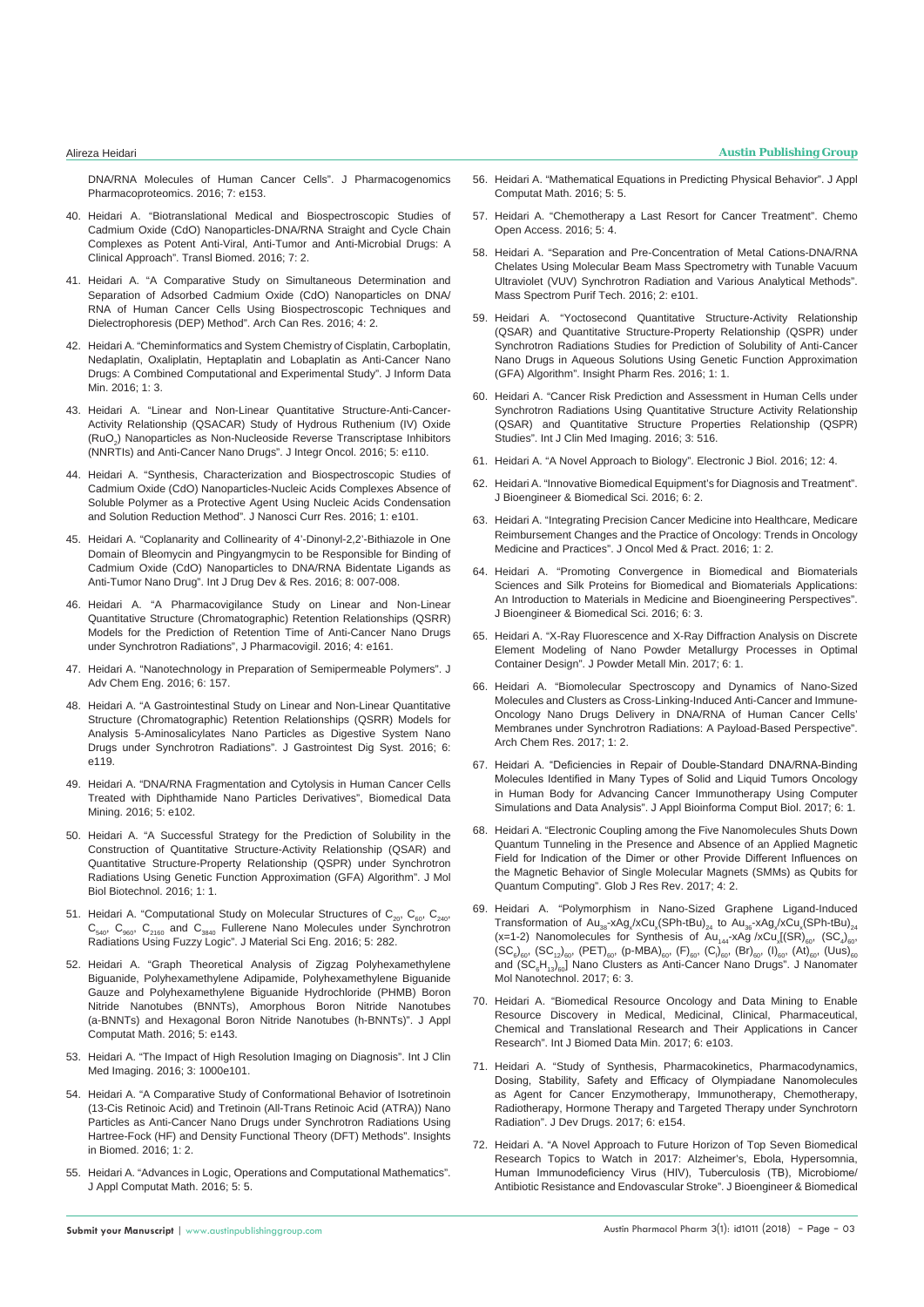DNA/RNA Molecules of Human Cancer Cells". J Pharmacogenomics Pharmacoproteomics. 2016; 7: e153.

40. Heidari A. "Biotranslational Medical and Biospectroscopic Studies of Cadmium Oxide (CdO) Nanoparticles-DNA/RNA Straight and Cycle Chain Complexes as Potent Anti-Viral, Anti-Tumor and Anti-Microbial Drugs: A Clinical Approach". Transl Biomed. 2016; 7: 2.

41. Heidari A. "A Comparative Study on Simultaneous Determination and Separation of Adsorbed Cadmium Oxide (CdO) Nanoparticles on DNA/RNA of Human Cancer Cells Using Biospectroscopic Techniques and Dielectrophoresis (DEP) Method". Arch Can Res. 2016; 4: 2.

42. Heidari A. "Cheminformatics and System Chemistry of Cisplatin, Carboplatin, Nedaplatin, Oxaliplatin, Heptaplatin and Lobaplatin as Anti-Cancer Nano Drugs: A Combined Computational and Experimental Study". J Inform Data Min. 2016; 1: 3.

43. Heidari A. "Linear and Non-Linear Quantitative Structure-Anti-Cancer-Activity Relationship (QSACAR) Study of Hydrous Ruthenium (IV) Oxide ($RuO_2$) Nanoparticles as Non-Nucleoside Reverse Transcriptase Inhibitors (NNRTIs) and Anti-Cancer Nano Drugs". J Integr Oncol. 2016; 5: e110.

44. Heidari A. "Synthesis, Characterization and Biospectroscopic Studies of Cadmium Oxide (CdO) Nanoparticles-Nucleic Acids Complexes Absence of Soluble Polymer as a Protective Agent Using Nucleic Acids Condensation and Solution Reduction Method". J Nanosci Curr Res. 2016; 1: e101.

45. Heidari A. "Coplanarity and Collinearity of 4'-Dinonyl-2,2'-Bithiazole in One Domain of Bleomycin and Pingyangmycin to be Responsible for Binding of Cadmium Oxide (CdO) Nanoparticles to DNA/RNA Bidentate Ligands as Anti-Tumor Nano Drug". Int J Drug Dev & Res. 2016; 8: 007-008.

46. Heidari A. "A Pharmacovigilance Study on Linear and Non-Linear Quantitative Structure (Chromatographic) Retention Relationships (QSRR) Models for the Prediction of Retention Time of Anti-Cancer Nano Drugs under Synchrotron Radiations", J Pharmacovigil. 2016; 4: e161.

47. Heidari A. "Nanotechnology in Preparation of Semipermeable Polymers". J Adv Chem Eng. 2016; 6: 157.

48. Heidari A. "A Gastrointestinal Study on Linear and Non-Linear Quantitative Structure (Chromatographic) Retention Relationships (QSRR) Models for Analysis 5-Aminosalicylates Nano Particles as Digestive System Nano Drugs under Synchrotron Radiations". J Gastrointest Dig Syst. 2016; 6: e119.

49. Heidari A. "DNA/RNA Fragmentation and Cytolysis in Human Cancer Cells Treated with Diphthamide Nano Particles Derivatives", Biomedical Data Mining. 2016; 5: e102.

50. Heidari A. "A Successful Strategy for the Prediction of Solubility in the Construction of Quantitative Structure-Activity Relationship (QSAR) and Quantitative Structure-Property Relationship (QSPR) under Synchrotron Radiations Using Genetic Function Approximation (GFA) Algorithm". J Mol Biol Biotechnol. 2016; 1: 1.

51. Heidari A. "Computational Study on Molecular Structures of $C_{20}$, $C_{60}$, $C_{240}$, $C_{540}$, $C_{960}$, $C_{2160}$ and $C_{3840}$ Fullerene Nano Molecules under Synchrotron Radiations Using Fuzzy Logic". J Material Sci Eng. 2016; 5: 282.

52. Heidari A. "Graph Theoretical Analysis of Zigzag Polyhexamethylene Biguanide, Polyhexamethylene Adipamide, Polyhexamethylene Biguanide Gauze and Polyhexamethylene Biguanide Hydrochloride (PHMB) Boron Nitride Nanotubes (BNNTs), Amorphous Boron Nitride Nanotubes (a-BNNTs) and Hexagonal Boron Nitride Nanotubes (h-BNNTs)". J Appl Computat Math. 2016; 5: e143.

53. Heidari A. "The Impact of High Resolution Imaging on Diagnosis". Int J Clin Med Imaging. 2016; 3: 1000e101.

54. Heidari A. "A Comparative Study of Conformational Behavior of Isotretinoin (13-Cis Retinoic Acid) and Tretinoin (All-Trans Retinoic Acid (ATRA)) Nano Particles as Anti-Cancer Nano Drugs under Synchrotron Radiations Using Hartree-Fock (HF) and Density Functional Theory (DFT) Methods". Insights in Biomed. 2016; 1: 2.

55. Heidari A. "Advances in Logic, Operations and Computational Mathematics". J Appl Computat Math. 2016; 5: 5.

56. Heidari A. "Mathematical Equations in Predicting Physical Behavior". J Appl Computat Math. 2016; 5: 5.

57. Heidari A. "Chemotherapy a Last Resort for Cancer Treatment". Chemo Open Access. 2016; 5: 4.

58. Heidari A. "Separation and Pre-Concentration of Metal Cations-DNA/RNA Chelates Using Molecular Beam Mass Spectrometry with Tunable Vacuum Ultraviolet (VUV) Synchrotron Radiation and Various Analytical Methods". Mass Spectrom Purif Tech. 2016; 2: e101.

59. Heidari A. "Yoctosecond Quantitative Structure-Activity Relationship (QSAR) and Quantitative Structure-Property Relationship (QSPR) under Synchrotron Radiations Studies for Prediction of Solubility of Anti-Cancer Nano Drugs in Aqueous Solutions Using Genetic Function Approximation (GFA) Algorithm". Insight Pharm Res. 2016; 1: 1.

60. Heidari A. "Cancer Risk Prediction and Assessment in Human Cells under Synchrotron Radiations Using Quantitative Structure Activity Relationship (QSAR) and Quantitative Structure Properties Relationship (QSPR) Studies". Int J Clin Med Imaging. 2016; 3: 516.

61. Heidari A. "A Novel Approach to Biology". Electronic J Biol. 2016; 12: 4.

62. Heidari A. "Innovative Biomedical Equipment's for Diagnosis and Treatment". J Bioengineer & Biomedical Sci. 2016; 6: 2.

63. Heidari A. "Integrating Precision Cancer Medicine into Healthcare, Medicare Reimbursement Changes and the Practice of Oncology: Trends in Oncology Medicine and Practices". J Oncol Med & Pract. 2016; 1: 2.

64. Heidari A. "Promoting Convergence in Biomedical and Biomaterials Sciences and Silk Proteins for Biomedical and Biomaterials Applications: An Introduction to Materials in Medicine and Bioengineering Perspectives". J Bioengineer & Biomedical Sci. 2016; 6: 3.

65. Heidari A. "X-Ray Fluorescence and X-Ray Diffraction Analysis on Discrete Element Modeling of Nano Powder Metallurgy Processes in Optimal Container Design". J Powder Metall Min. 2017; 6: 1.

66. Heidari A. "Biomolecular Spectroscopy and Dynamics of Nano-Sized Molecules and Clusters as Cross-Linking-Induced Anti-Cancer and Immune-Oncology Nano Drugs Delivery in DNA/RNA of Human Cancer Cells' Membranes under Synchrotron Radiations: A Payload-Based Perspective". Arch Chem Res. 2017; 1: 2.

67. Heidari A. "Deficiencies in Repair of Double-Standard DNA/RNA-Binding Molecules Identified in Many Types of Solid and Liquid Tumors Oncology in Human Body for Advancing Cancer Immunotherapy Using Computer Simulations and Data Analysis". J Appl Bioinforma Comput Biol. 2017; 6: 1.

68. Heidari A. "Electronic Coupling among the Five Nanomolecules Shuts Down Quantum Tunneling in the Presence and Absence of an Applied Magnetic Field for Indication of the Dimer or other Provide Different Influences on the Magnetic Behavior of Single Molecular Magnets (SMMs) as Qubits for Quantum Computing". Glob J Res Rev. 2017; 4: 2.

69. Heidari A. "Polymorphism in Nano-Sized Graphene Ligand-Induced Transformation of $Au_{38}$-$xAg_x$/$xCu_x(SPh\text{-}tBu)_{24}$ to $Au_{36}$-$xAg_x$/$xCu_x(SPh\text{-}tBu)_{24}$ (x=1-2) Nanomolecules for Synthesis of $Au_{144}$-$xAg$ /$xCu_x[(SR)_{60}$, $(SC_4)_{60}$, $(SC_6)_{60}$, $(SC_{12})_{60}$, $(PET)_{60}$, $(p\text{-}MBA)_{60}$, $(F)_{60}$, $(Cl)_{60}$, $(Br)_{60}$, $(I)_{60}$, $(At)_{60}$, $(Uus)_{60}$ and $(SC_6H_{13})_{60}]$ Nano Clusters as Anti-Cancer Nano Drugs". J Nanomater Mol Nanotechnol. 2017; 6: 3.

70. Heidari A. "Biomedical Resource Oncology and Data Mining to Enable Resource Discovery in Medical, Medicinal, Clinical, Pharmaceutical, Chemical and Translational Research and Their Applications in Cancer Research". Int J Biomed Data Min. 2017; 6: e103.

71. Heidari A. "Study of Synthesis, Pharmacokinetics, Pharmacodynamics, Dosing, Stability, Safety and Efficacy of Olympiadane Nanomolecules as Agent for Cancer Enzymotherapy, Immunotherapy, Chemotherapy, Radiotherapy, Hormone Therapy and Targeted Therapy under Synchrotorn Radiation". J Dev Drugs. 2017; 6: e154.

72. Heidari A. "A Novel Approach to Future Horizon of Top Seven Biomedical Research Topics to Watch in 2017: Alzheimer's, Ebola, Hypersomnia, Human Immunodeficiency Virus (HIV), Tuberculosis (TB), Microbiome/Antibiotic Resistance and Endovascular Stroke". J Bioengineer & Biomedical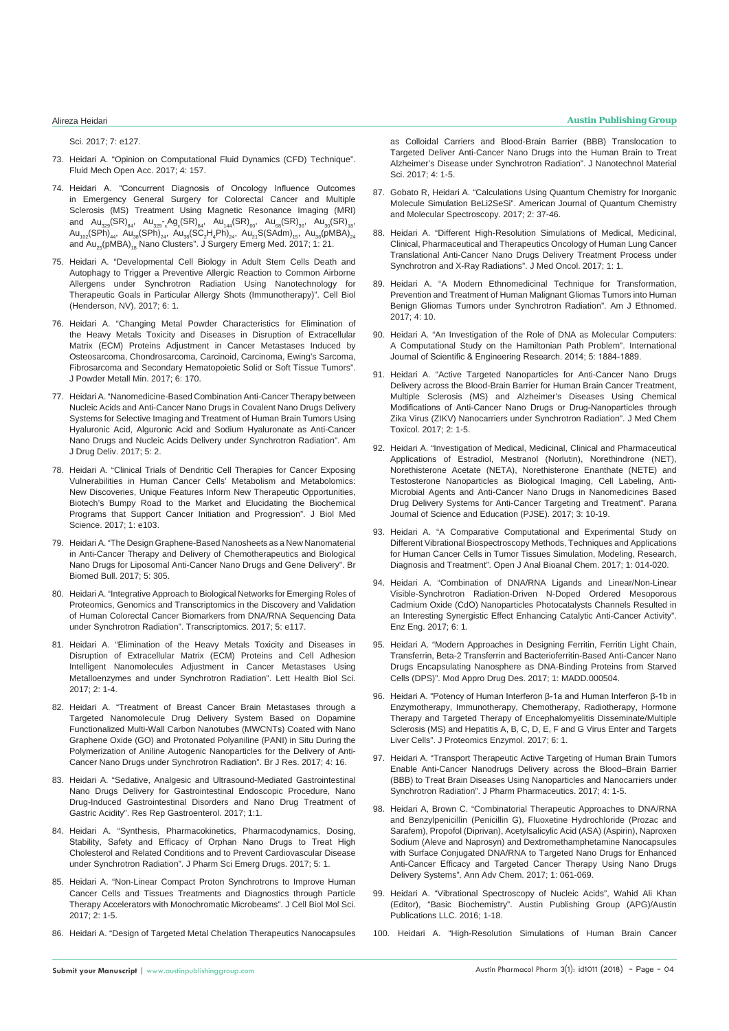Sci. 2017; 7: e127.

73. Heidari A. "Opinion on Computational Fluid Dynamics (CFD) Technique". Fluid Mech Open Acc. 2017; 4: 157.

74. Heidari A. "Concurrent Diagnosis of Oncology Influence Outcomes in Emergency General Surgery for Colorectal Cancer and Multiple Sclerosis (MS) Treatment Using Magnetic Resonance Imaging (MRI) and $Au_{329}(SR)_{84}$, $Au_{329-x}Ag_x(SR)_{84}$, $Au_{144}(SR)_{60}$, $Au_{68}(SR)_{36}$, $Au_{30}(SR)_{18}$, $Au_{102}(SPh)_{44}$, $Au_{38}(SPh)_{24}$, $Au_{38}(SC_2H_4Ph)_{24}$, $Au_{21}S(SAdm)_{15}$, $Au_{36}(pMBA)_{24}$ and $Au_{25}(pMBA)_{18}$ Nano Clusters". J Surgery Emerg Med. 2017; 1: 21.

75. Heidari A. "Developmental Cell Biology in Adult Stem Cells Death and Autophagy to Trigger a Preventive Allergic Reaction to Common Airborne Allergens under Synchrotron Radiation Using Nanotechnology for Therapeutic Goals in Particular Allergy Shots (Immunotherapy)". Cell Biol (Henderson, NV). 2017; 6: 1.

76. Heidari A. "Changing Metal Powder Characteristics for Elimination of the Heavy Metals Toxicity and Diseases in Disruption of Extracellular Matrix (ECM) Proteins Adjustment in Cancer Metastases Induced by Osteosarcoma, Chondrosarcoma, Carcinoid, Carcinoma, Ewing's Sarcoma, Fibrosarcoma and Secondary Hematopoietic Solid or Soft Tissue Tumors". J Powder Metall Min. 2017; 6: 170.

77. Heidari A. "Nanomedicine-Based Combination Anti-Cancer Therapy between Nucleic Acids and Anti-Cancer Nano Drugs in Covalent Nano Drugs Delivery Systems for Selective Imaging and Treatment of Human Brain Tumors Using Hyaluronic Acid, Alguronic Acid and Sodium Hyaluronate as Anti-Cancer Nano Drugs and Nucleic Acids Delivery under Synchrotron Radiation". Am J Drug Deliv. 2017; 5: 2.

78. Heidari A. "Clinical Trials of Dendritic Cell Therapies for Cancer Exposing Vulnerabilities in Human Cancer Cells' Metabolism and Metabolomics: New Discoveries, Unique Features Inform New Therapeutic Opportunities, Biotech's Bumpy Road to the Market and Elucidating the Biochemical Programs that Support Cancer Initiation and Progression". J Biol Med Science. 2017; 1: e103.

79. Heidari A. "The Design Graphene-Based Nanosheets as a New Nanomaterial in Anti-Cancer Therapy and Delivery of Chemotherapeutics and Biological Nano Drugs for Liposomal Anti-Cancer Nano Drugs and Gene Delivery". Br Biomed Bull. 2017; 5: 305.

80. Heidari A. "Integrative Approach to Biological Networks for Emerging Roles of Proteomics, Genomics and Transcriptomics in the Discovery and Validation of Human Colorectal Cancer Biomarkers from DNA/RNA Sequencing Data under Synchrotron Radiation". Transcriptomics. 2017; 5: e117.

81. Heidari A. "Elimination of the Heavy Metals Toxicity and Diseases in Disruption of Extracellular Matrix (ECM) Proteins and Cell Adhesion Intelligent Nanomolecules Adjustment in Cancer Metastases Using Metalloenzymes and under Synchrotron Radiation". Lett Health Biol Sci. 2017; 2: 1-4.

82. Heidari A. "Treatment of Breast Cancer Brain Metastases through a Targeted Nanomolecule Drug Delivery System Based on Dopamine Functionalized Multi-Wall Carbon Nanotubes (MWCNTs) Coated with Nano Graphene Oxide (GO) and Protonated Polyaniline (PANI) in Situ During the Polymerization of Aniline Autogenic Nanoparticles for the Delivery of Anti-Cancer Nano Drugs under Synchrotron Radiation". Br J Res. 2017; 4: 16.

83. Heidari A. "Sedative, Analgesic and Ultrasound-Mediated Gastrointestinal Nano Drugs Delivery for Gastrointestinal Endoscopic Procedure, Nano Drug-Induced Gastrointestinal Disorders and Nano Drug Treatment of Gastric Acidity". Res Rep Gastroenterol. 2017; 1:1.

84. Heidari A. "Synthesis, Pharmacokinetics, Pharmacodynamics, Dosing, Stability, Safety and Efficacy of Orphan Nano Drugs to Treat High Cholesterol and Related Conditions and to Prevent Cardiovascular Disease under Synchrotron Radiation". J Pharm Sci Emerg Drugs. 2017; 5: 1.

85. Heidari A. "Non-Linear Compact Proton Synchrotrons to Improve Human Cancer Cells and Tissues Treatments and Diagnostics through Particle Therapy Accelerators with Monochromatic Microbeams". J Cell Biol Mol Sci. 2017; 2: 1-5.

86. Heidari A. "Design of Targeted Metal Chelation Therapeutics Nanocapsules as Colloidal Carriers and Blood-Brain Barrier (BBB) Translocation to Targeted Deliver Anti-Cancer Nano Drugs into the Human Brain to Treat Alzheimer's Disease under Synchrotron Radiation". J Nanotechnol Material Sci. 2017; 4: 1-5.

87. Gobato R, Heidari A. "Calculations Using Quantum Chemistry for Inorganic Molecule Simulation BeLi2SeSi". American Journal of Quantum Chemistry and Molecular Spectroscopy. 2017; 2: 37-46.

88. Heidari A. "Different High-Resolution Simulations of Medical, Medicinal, Clinical, Pharmaceutical and Therapeutics Oncology of Human Lung Cancer Translational Anti-Cancer Nano Drugs Delivery Treatment Process under Synchrotron and X-Ray Radiations". J Med Oncol. 2017; 1: 1.

89. Heidari A. "A Modern Ethnomedicinal Technique for Transformation, Prevention and Treatment of Human Malignant Gliomas Tumors into Human Benign Gliomas Tumors under Synchrotron Radiation". Am J Ethnomed. 2017; 4: 10.

90. Heidari A. "An Investigation of the Role of DNA as Molecular Computers: A Computational Study on the Hamiltonian Path Problem". International Journal of Scientific & Engineering Research. 2014; 5: 1884-1889.

91. Heidari A. "Active Targeted Nanoparticles for Anti-Cancer Nano Drugs Delivery across the Blood-Brain Barrier for Human Brain Cancer Treatment, Multiple Sclerosis (MS) and Alzheimer's Diseases Using Chemical Modifications of Anti-Cancer Nano Drugs or Drug-Nanoparticles through Zika Virus (ZIKV) Nanocarriers under Synchrotron Radiation". J Med Chem Toxicol. 2017; 2: 1-5.

92. Heidari A. "Investigation of Medical, Medicinal, Clinical and Pharmaceutical Applications of Estradiol, Mestranol (Norlutin), Norethindrone (NET), Norethisterone Acetate (NETA), Norethisterone Enanthate (NETE) and Testosterone Nanoparticles as Biological Imaging, Cell Labeling, Anti-Microbial Agents and Anti-Cancer Nano Drugs in Nanomedicines Based Drug Delivery Systems for Anti-Cancer Targeting and Treatment". Parana Journal of Science and Education (PJSE). 2017; 3: 10-19.

93. Heidari A. "A Comparative Computational and Experimental Study on Different Vibrational Biospectroscopy Methods, Techniques and Applications for Human Cancer Cells in Tumor Tissues Simulation, Modeling, Research, Diagnosis and Treatment". Open J Anal Bioanal Chem. 2017; 1: 014-020.

94. Heidari A. "Combination of DNA/RNA Ligands and Linear/Non-Linear Visible-Synchrotron Radiation-Driven N-Doped Ordered Mesoporous Cadmium Oxide (CdO) Nanoparticles Photocatalysts Channels Resulted in an Interesting Synergistic Effect Enhancing Catalytic Anti-Cancer Activity". Enz Eng. 2017; 6: 1.

95. Heidari A. "Modern Approaches in Designing Ferritin, Ferritin Light Chain, Transferrin, Beta-2 Transferrin and Bacterioferritin-Based Anti-Cancer Nano Drugs Encapsulating Nanosphere as DNA-Binding Proteins from Starved Cells (DPS)". Mod Appro Drug Des. 2017; 1: MADD.000504.

96. Heidari A. "Potency of Human Interferon β-1a and Human Interferon β-1b in Enzymotherapy, Immunotherapy, Chemotherapy, Radiotherapy, Hormone Therapy and Targeted Therapy of Encephalomyelitis Disseminate/Multiple Sclerosis (MS) and Hepatitis A, B, C, D, E, F and G Virus Enter and Targets Liver Cells". J Proteomics Enzymol. 2017; 6: 1.

97. Heidari A. "Transport Therapeutic Active Targeting of Human Brain Tumors Enable Anti-Cancer Nanodrugs Delivery across the Blood–Brain Barrier (BBB) to Treat Brain Diseases Using Nanoparticles and Nanocarriers under Synchrotron Radiation". J Pharm Pharmaceutics. 2017; 4: 1-5.

98. Heidari A, Brown C. "Combinatorial Therapeutic Approaches to DNA/RNA and Benzylpenicillin (Penicillin G), Fluoxetine Hydrochloride (Prozac and Sarafem), Propofol (Diprivan), Acetylsalicylic Acid (ASA) (Aspirin), Naproxen Sodium (Aleve and Naprosyn) and Dextromethamphetamine Nanocapsules with Surface Conjugated DNA/RNA to Targeted Nano Drugs for Enhanced Anti-Cancer Efficacy and Targeted Cancer Therapy Using Nano Drugs Delivery Systems". Ann Adv Chem. 2017; 1: 061-069.

99. Heidari A. "Vibrational Spectroscopy of Nucleic Acids", Wahid Ali Khan (Editor), "Basic Biochemistry". Austin Publishing Group (APG)/Austin Publications LLC. 2016; 1-18.

100. Heidari A. "High-Resolution Simulations of Human Brain Cancer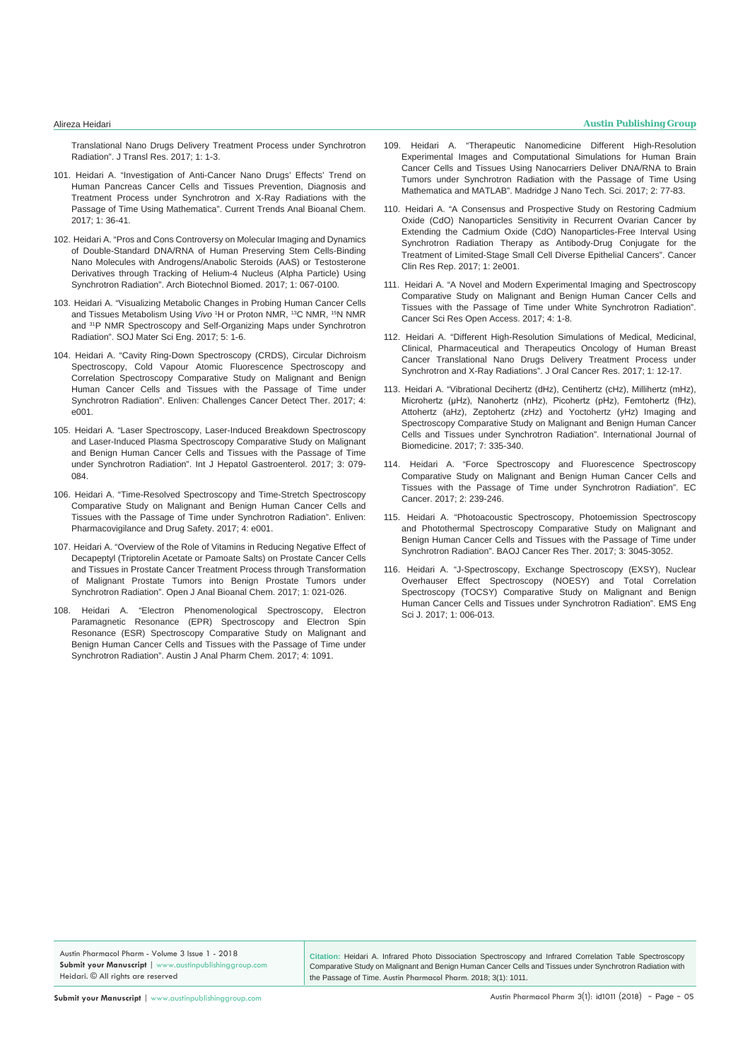Translational Nano Drugs Delivery Treatment Process under Synchrotron Radiation". J Transl Res. 2017; 1: 1-3.

101. Heidari A. "Investigation of Anti-Cancer Nano Drugs' Effects' Trend on Human Pancreas Cancer Cells and Tissues Prevention, Diagnosis and Treatment Process under Synchrotron and X-Ray Radiations with the Passage of Time Using Mathematica". Current Trends Anal Bioanal Chem. 2017; 1: 36-41.

102. Heidari A. "Pros and Cons Controversy on Molecular Imaging and Dynamics of Double-Standard DNA/RNA of Human Preserving Stem Cells-Binding Nano Molecules with Androgens/Anabolic Steroids (AAS) or Testosterone Derivatives through Tracking of Helium-4 Nucleus (Alpha Particle) Using Synchrotron Radiation". Arch Biotechnol Biomed. 2017; 1: 067-0100.

103. Heidari A. "Visualizing Metabolic Changes in Probing Human Cancer Cells and Tissues Metabolism Using *Vivo* $^{1}H$ or Proton NMR, $^{13}C$ NMR, $^{15}N$ NMR and $^{31}P$ NMR Spectroscopy and Self-Organizing Maps under Synchrotron Radiation". SOJ Mater Sci Eng. 2017; 5: 1-6.

104. Heidari A. "Cavity Ring-Down Spectroscopy (CRDS), Circular Dichroism Spectroscopy, Cold Vapour Atomic Fluorescence Spectroscopy and Correlation Spectroscopy Comparative Study on Malignant and Benign Human Cancer Cells and Tissues with the Passage of Time under Synchrotron Radiation". Enliven: Challenges Cancer Detect Ther. 2017; 4: e001.

105. Heidari A. "Laser Spectroscopy, Laser-Induced Breakdown Spectroscopy and Laser-Induced Plasma Spectroscopy Comparative Study on Malignant and Benign Human Cancer Cells and Tissues with the Passage of Time under Synchrotron Radiation". Int J Hepatol Gastroenterol. 2017; 3: 079-084.

106. Heidari A. "Time-Resolved Spectroscopy and Time-Stretch Spectroscopy Comparative Study on Malignant and Benign Human Cancer Cells and Tissues with the Passage of Time under Synchrotron Radiation". Enliven: Pharmacovigilance and Drug Safety. 2017; 4: e001.

107. Heidari A. "Overview of the Role of Vitamins in Reducing Negative Effect of Decapeptyl (Triptorelin Acetate or Pamoate Salts) on Prostate Cancer Cells and Tissues in Prostate Cancer Treatment Process through Transformation of Malignant Prostate Tumors into Benign Prostate Tumors under Synchrotron Radiation". Open J Anal Bioanal Chem. 2017; 1: 021-026.

108. Heidari A. "Electron Phenomenological Spectroscopy, Electron Paramagnetic Resonance (EPR) Spectroscopy and Electron Spin Resonance (ESR) Spectroscopy Comparative Study on Malignant and Benign Human Cancer Cells and Tissues with the Passage of Time under Synchrotron Radiation". Austin J Anal Pharm Chem. 2017; 4: 1091.

109. Heidari A. "Therapeutic Nanomedicine Different High-Resolution Experimental Images and Computational Simulations for Human Brain Cancer Cells and Tissues Using Nanocarriers Deliver DNA/RNA to Brain Tumors under Synchrotron Radiation with the Passage of Time Using Mathematica and MATLAB". Madridge J Nano Tech. Sci. 2017; 2: 77-83.

110. Heidari A. "A Consensus and Prospective Study on Restoring Cadmium Oxide (CdO) Nanoparticles Sensitivity in Recurrent Ovarian Cancer by Extending the Cadmium Oxide (CdO) Nanoparticles-Free Interval Using Synchrotron Radiation Therapy as Antibody-Drug Conjugate for the Treatment of Limited-Stage Small Cell Diverse Epithelial Cancers". Cancer Clin Res Rep. 2017; 1: 2e001.

111. Heidari A. "A Novel and Modern Experimental Imaging and Spectroscopy Comparative Study on Malignant and Benign Human Cancer Cells and Tissues with the Passage of Time under White Synchrotron Radiation". Cancer Sci Res Open Access. 2017; 4: 1-8.

112. Heidari A. "Different High-Resolution Simulations of Medical, Medicinal, Clinical, Pharmaceutical and Therapeutics Oncology of Human Breast Cancer Translational Nano Drugs Delivery Treatment Process under Synchrotron and X-Ray Radiations". J Oral Cancer Res. 2017; 1: 12-17.

113. Heidari A. "Vibrational Decihertz (dHz), Centihertz (cHz), Millihertz (mHz), Microhertz (μHz), Nanohertz (nHz), Picohertz (pHz), Femtohertz (fHz), Attohertz (aHz), Zeptohertz (zHz) and Yoctohertz (yHz) Imaging and Spectroscopy Comparative Study on Malignant and Benign Human Cancer Cells and Tissues under Synchrotron Radiation". International Journal of Biomedicine. 2017; 7: 335-340.

114. Heidari A. "Force Spectroscopy and Fluorescence Spectroscopy Comparative Study on Malignant and Benign Human Cancer Cells and Tissues with the Passage of Time under Synchrotron Radiation". EC Cancer. 2017; 2: 239-246.

115. Heidari A. "Photoacoustic Spectroscopy, Photoemission Spectroscopy and Photothermal Spectroscopy Comparative Study on Malignant and Benign Human Cancer Cells and Tissues with the Passage of Time under Synchrotron Radiation". BAOJ Cancer Res Ther. 2017; 3: 3045-3052.

116. Heidari A. "J-Spectroscopy, Exchange Spectroscopy (EXSY), Nuclear Overhauser Effect Spectroscopy (NOESY) and Total Correlation Spectroscopy (TOCSY) Comparative Study on Malignant and Benign Human Cancer Cells and Tissues under Synchrotron Radiation". EMS Eng Sci J. 2017; 1: 006-013.

**Citation:** Heidari A. Infrared Photo Dissociation Spectroscopy and Infrared Correlation Table Spectroscopy Comparative Study on Malignant and Benign Human Cancer Cells and Tissues under Synchrotron Radiation with the Passage of Time. Austin Pharmacol Pharm. 2018; 3(1): 1011.